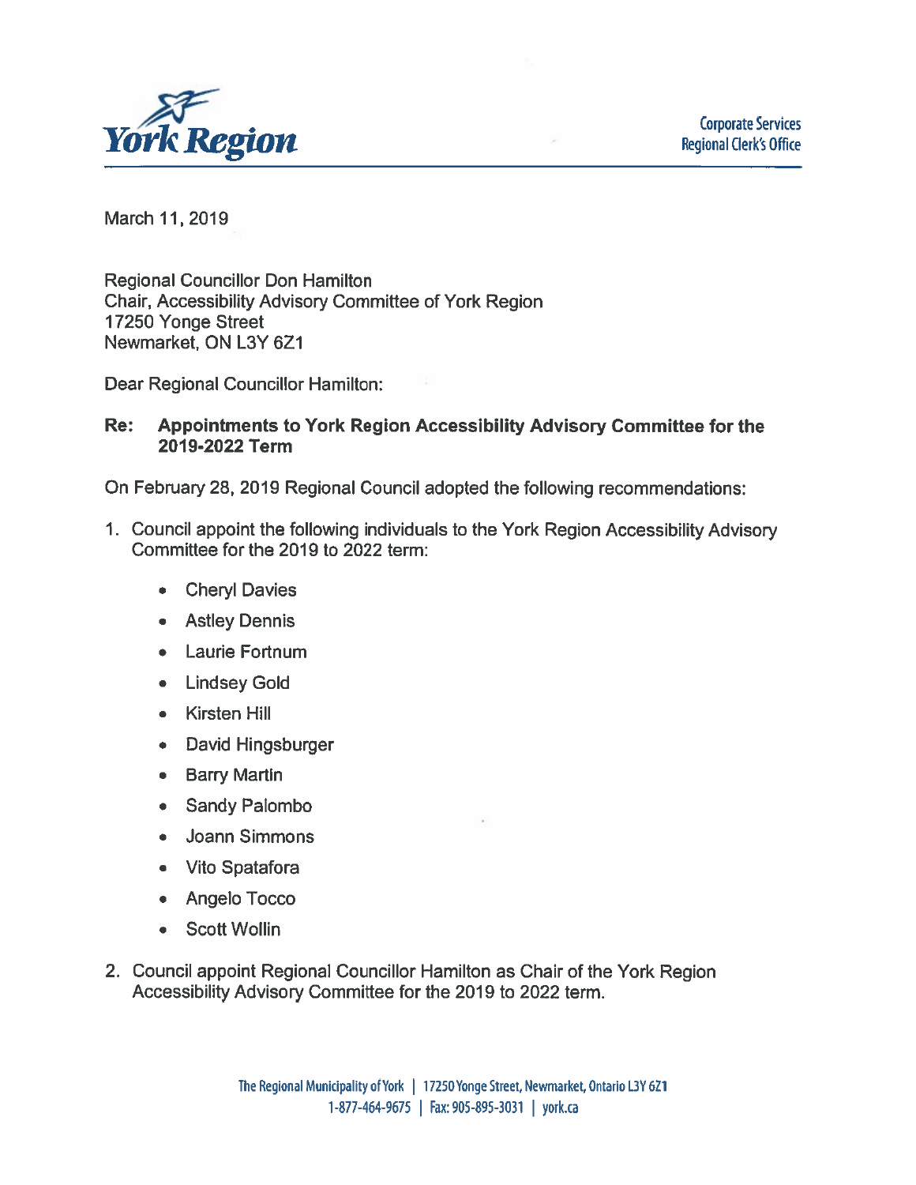York Region

Corporate Services
Regional Clerk's Office

March 11, 2019

Regional Councillor Don Hamilton
Chair, Accessibility Advisory Committee of York Region
17250 Yonge Street
Newmarket, ON L3Y 6Z1

Dear Regional Councillor Hamilton:

**Re: Appointments to York Region Accessibility Advisory Committee for the 2019-2022 Term**

On February 28, 2019 Regional Council adopted the following recommendations:

1. Council appoint the following individuals to the York Region Accessibility Advisory Committee for the 2019 to 2022 term:
   - Cheryl Davies
   - Astley Dennis
   - Laurie Fortnum
   - Lindsey Gold
   - Kirsten Hill
   - David Hingsburger
   - Barry Martin
   - Sandy Palombo
   - Joann Simmons
   - Vito Spatafora
   - Angelo Tocco
   - Scott Wollin
2. Council appoint Regional Councillor Hamilton as Chair of the York Region Accessibility Advisory Committee for the 2019 to 2022 term.

The Regional Municipality of York | 17250 Yonge Street, Newmarket, Ontario L3Y 6Z1
1-877-464-9675 | Fax: 905-895-3031 | york.ca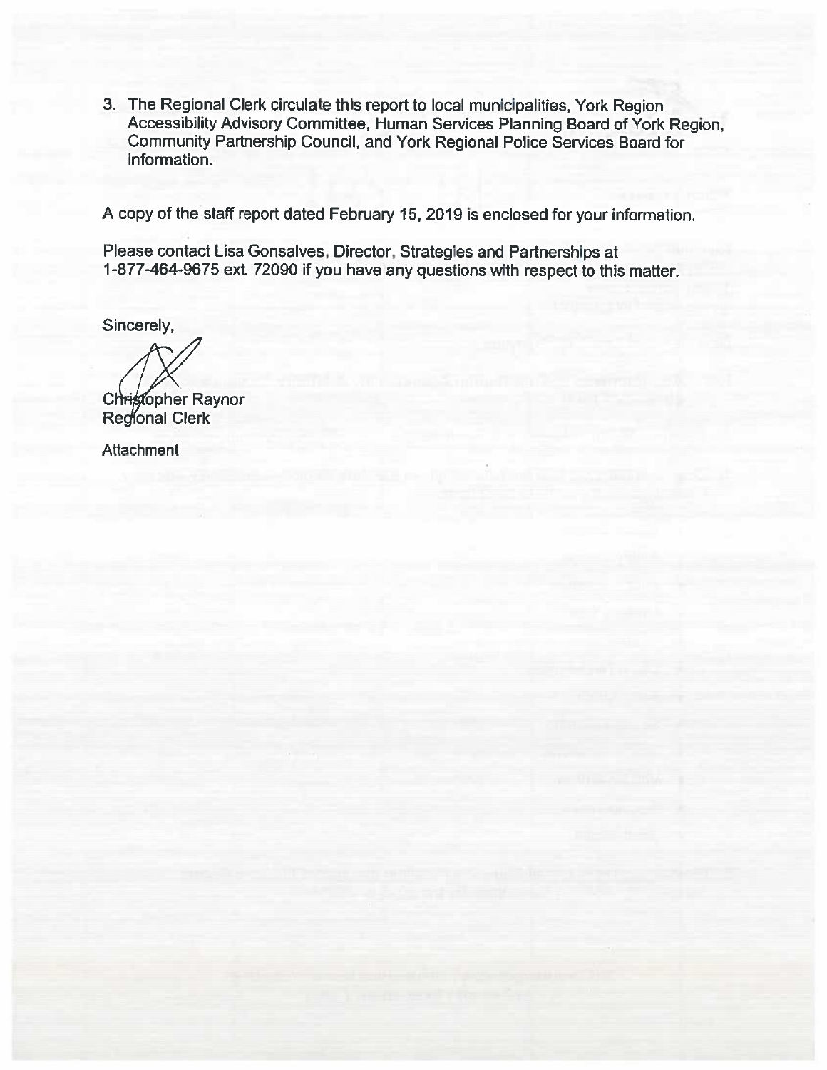3. The Regional Clerk circulate this report to local municipalities, York Region Accessibility Advisory Committee, Human Services Planning Board of York Region, Community Partnership Council, and York Regional Police Services Board for information.

A copy of the staff report dated February 15, 2019 is enclosed for your information.

Please contact Lisa Gonsalves, Director, Strategies and Partnerships at 1-877-464-9675 ext. 72090 if you have any questions with respect to this matter.

Sincerely,

Christopher Raynor
Regional Clerk

Attachment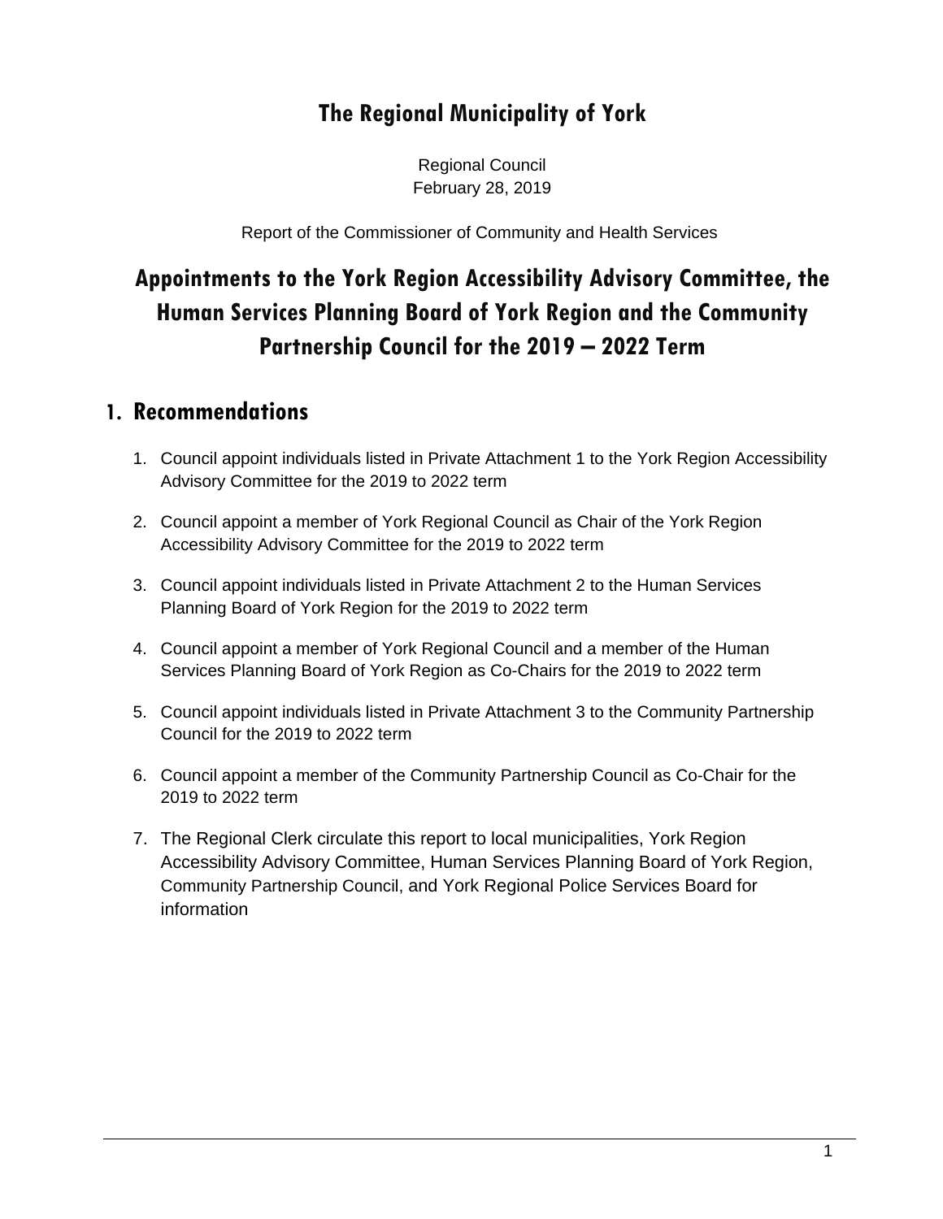# The Regional Municipality of York

Regional Council
February 28, 2019

Report of the Commissioner of Community and Health Services

# Appointments to the York Region Accessibility Advisory Committee, the Human Services Planning Board of York Region and the Community Partnership Council for the 2019 – 2022 Term

## 1. Recommendations

1. Council appoint individuals listed in Private Attachment 1 to the York Region Accessibility Advisory Committee for the 2019 to 2022 term
2. Council appoint a member of York Regional Council as Chair of the York Region Accessibility Advisory Committee for the 2019 to 2022 term
3. Council appoint individuals listed in Private Attachment 2 to the Human Services Planning Board of York Region for the 2019 to 2022 term
4. Council appoint a member of York Regional Council and a member of the Human Services Planning Board of York Region as Co-Chairs for the 2019 to 2022 term
5. Council appoint individuals listed in Private Attachment 3 to the Community Partnership Council for the 2019 to 2022 term
6. Council appoint a member of the Community Partnership Council as Co-Chair for the 2019 to 2022 term
7. The Regional Clerk circulate this report to local municipalities, York Region Accessibility Advisory Committee, Human Services Planning Board of York Region, Community Partnership Council, and York Regional Police Services Board for information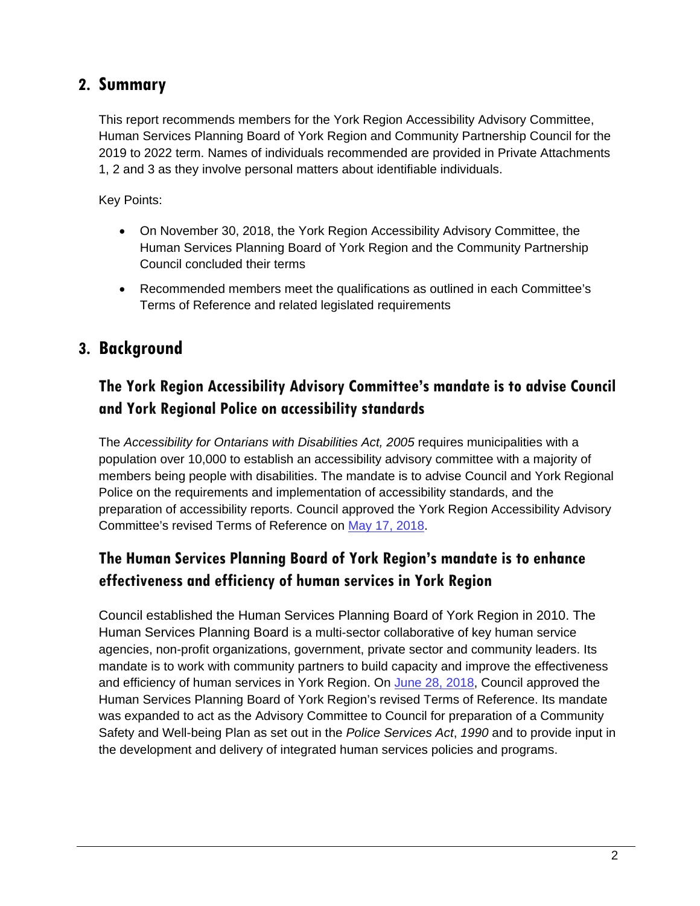## 2. Summary

This report recommends members for the York Region Accessibility Advisory Committee, Human Services Planning Board of York Region and Community Partnership Council for the 2019 to 2022 term. Names of individuals recommended are provided in Private Attachments 1, 2 and 3 as they involve personal matters about identifiable individuals.

Key Points:

- On November 30, 2018, the York Region Accessibility Advisory Committee, the Human Services Planning Board of York Region and the Community Partnership Council concluded their terms
- Recommended members meet the qualifications as outlined in each Committee's Terms of Reference and related legislated requirements

## 3. Background

### The York Region Accessibility Advisory Committee's mandate is to advise Council and York Regional Police on accessibility standards

The *Accessibility for Ontarians with Disabilities Act, 2005* requires municipalities with a population over 10,000 to establish an accessibility advisory committee with a majority of members being people with disabilities. The mandate is to advise Council and York Regional Police on the requirements and implementation of accessibility standards, and the preparation of accessibility reports. Council approved the York Region Accessibility Advisory Committee's revised Terms of Reference on May 17, 2018.

### The Human Services Planning Board of York Region's mandate is to enhance effectiveness and efficiency of human services in York Region

Council established the Human Services Planning Board of York Region in 2010. The Human Services Planning Board is a multi-sector collaborative of key human service agencies, non-profit organizations, government, private sector and community leaders. Its mandate is to work with community partners to build capacity and improve the effectiveness and efficiency of human services in York Region. On June 28, 2018, Council approved the Human Services Planning Board of York Region's revised Terms of Reference. Its mandate was expanded to act as the Advisory Committee to Council for preparation of a Community Safety and Well-being Plan as set out in the *Police Services Act*, *1990* and to provide input in the development and delivery of integrated human services policies and programs.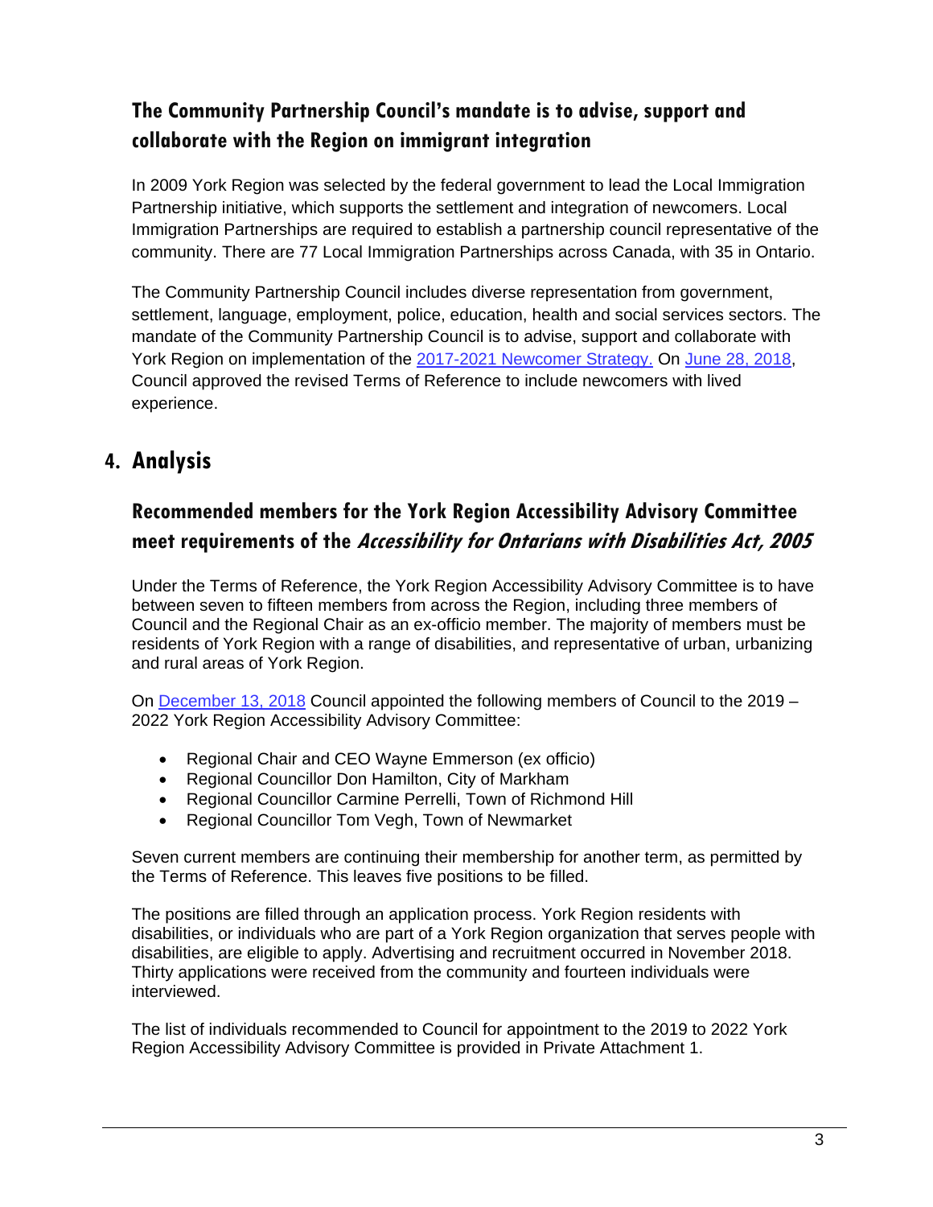### The Community Partnership Council's mandate is to advise, support and collaborate with the Region on immigrant integration

In 2009 York Region was selected by the federal government to lead the Local Immigration Partnership initiative, which supports the settlement and integration of newcomers. Local Immigration Partnerships are required to establish a partnership council representative of the community. There are 77 Local Immigration Partnerships across Canada, with 35 in Ontario.

The Community Partnership Council includes diverse representation from government, settlement, language, employment, police, education, health and social services sectors. The mandate of the Community Partnership Council is to advise, support and collaborate with York Region on implementation of the [2017-2021 Newcomer Strategy.](#) On [June 28, 2018](#), Council approved the revised Terms of Reference to include newcomers with lived experience.

## 4. Analysis

### Recommended members for the York Region Accessibility Advisory Committee meet requirements of the *Accessibility for Ontarians with Disabilities Act, 2005*

Under the Terms of Reference, the York Region Accessibility Advisory Committee is to have between seven to fifteen members from across the Region, including three members of Council and the Regional Chair as an ex-officio member. The majority of members must be residents of York Region with a range of disabilities, and representative of urban, urbanizing and rural areas of York Region.

On [December 13, 2018](#) Council appointed the following members of Council to the 2019 – 2022 York Region Accessibility Advisory Committee:

- Regional Chair and CEO Wayne Emmerson (ex officio)
- Regional Councillor Don Hamilton, City of Markham
- Regional Councillor Carmine Perrelli, Town of Richmond Hill
- Regional Councillor Tom Vegh, Town of Newmarket

Seven current members are continuing their membership for another term, as permitted by the Terms of Reference. This leaves five positions to be filled.

The positions are filled through an application process. York Region residents with disabilities, or individuals who are part of a York Region organization that serves people with disabilities, are eligible to apply. Advertising and recruitment occurred in November 2018. Thirty applications were received from the community and fourteen individuals were interviewed.

The list of individuals recommended to Council for appointment to the 2019 to 2022 York Region Accessibility Advisory Committee is provided in Private Attachment 1.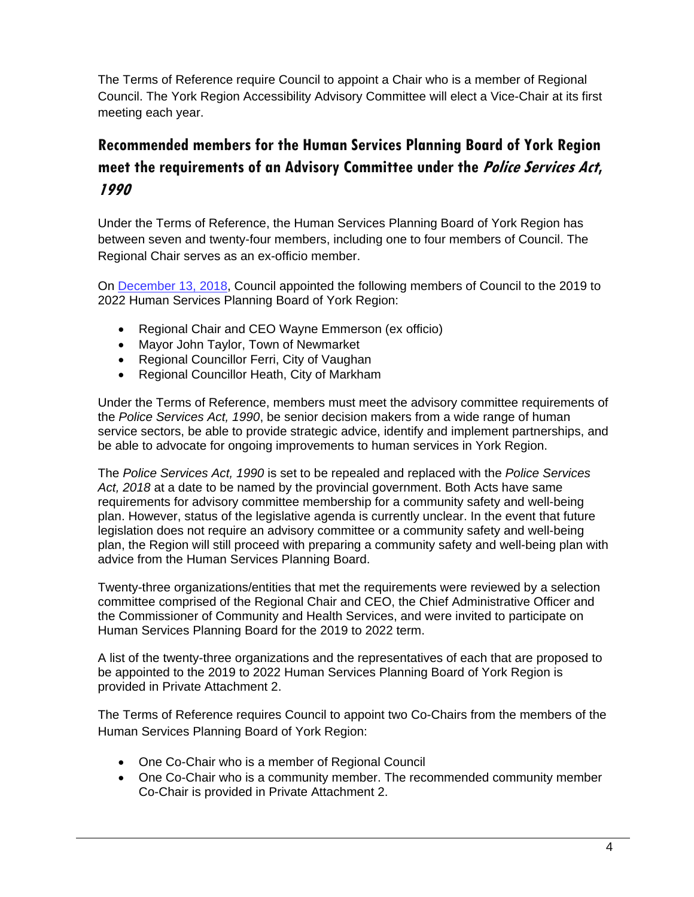The Terms of Reference require Council to appoint a Chair who is a member of Regional Council. The York Region Accessibility Advisory Committee will elect a Vice-Chair at its first meeting each year.

## Recommended members for the Human Services Planning Board of York Region meet the requirements of an Advisory Committee under the *Police Services Act, 1990*

Under the Terms of Reference, the Human Services Planning Board of York Region has between seven and twenty-four members, including one to four members of Council. The Regional Chair serves as an ex-officio member.

On [December 13, 2018](), Council appointed the following members of Council to the 2019 to 2022 Human Services Planning Board of York Region:

- Regional Chair and CEO Wayne Emmerson (ex officio)
- Mayor John Taylor, Town of Newmarket
- Regional Councillor Ferri, City of Vaughan
- Regional Councillor Heath, City of Markham

Under the Terms of Reference, members must meet the advisory committee requirements of the *Police Services Act, 1990*, be senior decision makers from a wide range of human service sectors, be able to provide strategic advice, identify and implement partnerships, and be able to advocate for ongoing improvements to human services in York Region.

The *Police Services Act, 1990* is set to be repealed and replaced with the *Police Services Act, 2018* at a date to be named by the provincial government. Both Acts have same requirements for advisory committee membership for a community safety and well-being plan. However, status of the legislative agenda is currently unclear. In the event that future legislation does not require an advisory committee or a community safety and well-being plan, the Region will still proceed with preparing a community safety and well-being plan with advice from the Human Services Planning Board.

Twenty-three organizations/entities that met the requirements were reviewed by a selection committee comprised of the Regional Chair and CEO, the Chief Administrative Officer and the Commissioner of Community and Health Services, and were invited to participate on Human Services Planning Board for the 2019 to 2022 term.

A list of the twenty-three organizations and the representatives of each that are proposed to be appointed to the 2019 to 2022 Human Services Planning Board of York Region is provided in Private Attachment 2.

The Terms of Reference requires Council to appoint two Co-Chairs from the members of the Human Services Planning Board of York Region:

- One Co-Chair who is a member of Regional Council
- One Co-Chair who is a community member. The recommended community member Co-Chair is provided in Private Attachment 2.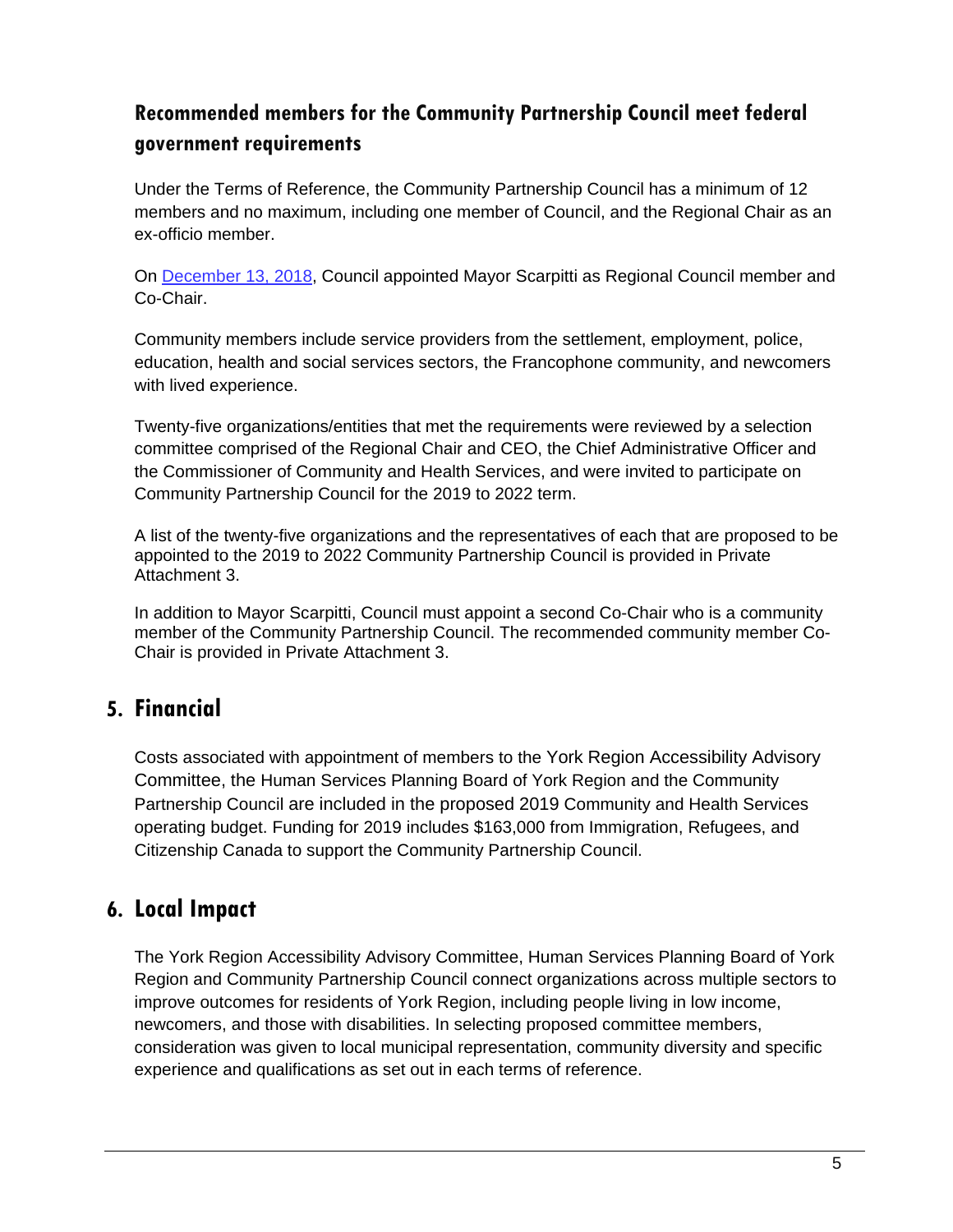### Recommended members for the Community Partnership Council meet federal government requirements

Under the Terms of Reference, the Community Partnership Council has a minimum of 12 members and no maximum, including one member of Council, and the Regional Chair as an ex-officio member.

On [December 13, 2018](), Council appointed Mayor Scarpitti as Regional Council member and Co-Chair.

Community members include service providers from the settlement, employment, police, education, health and social services sectors, the Francophone community, and newcomers with lived experience.

Twenty-five organizations/entities that met the requirements were reviewed by a selection committee comprised of the Regional Chair and CEO, the Chief Administrative Officer and the Commissioner of Community and Health Services, and were invited to participate on Community Partnership Council for the 2019 to 2022 term.

A list of the twenty-five organizations and the representatives of each that are proposed to be appointed to the 2019 to 2022 Community Partnership Council is provided in Private Attachment 3.

In addition to Mayor Scarpitti, Council must appoint a second Co-Chair who is a community member of the Community Partnership Council. The recommended community member Co-Chair is provided in Private Attachment 3.

## 5. Financial

Costs associated with appointment of members to the York Region Accessibility Advisory Committee, the Human Services Planning Board of York Region and the Community Partnership Council are included in the proposed 2019 Community and Health Services operating budget. Funding for 2019 includes $163,000 from Immigration, Refugees, and Citizenship Canada to support the Community Partnership Council.

## 6. Local Impact

The York Region Accessibility Advisory Committee, Human Services Planning Board of York Region and Community Partnership Council connect organizations across multiple sectors to improve outcomes for residents of York Region, including people living in low income, newcomers, and those with disabilities. In selecting proposed committee members, consideration was given to local municipal representation, community diversity and specific experience and qualifications as set out in each terms of reference.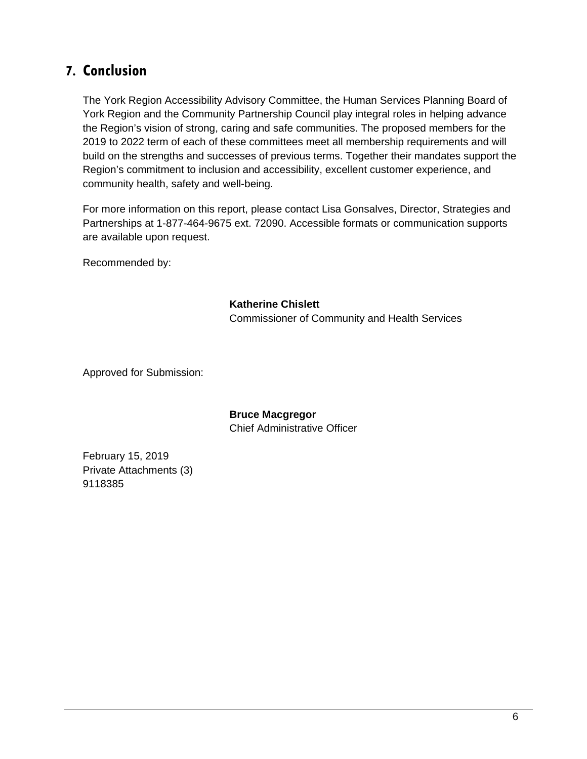## 7. Conclusion

The York Region Accessibility Advisory Committee, the Human Services Planning Board of York Region and the Community Partnership Council play integral roles in helping advance the Region's vision of strong, caring and safe communities. The proposed members for the 2019 to 2022 term of each of these committees meet all membership requirements and will build on the strengths and successes of previous terms. Together their mandates support the Region's commitment to inclusion and accessibility, excellent customer experience, and community health, safety and well-being.

For more information on this report, please contact Lisa Gonsalves, Director, Strategies and Partnerships at 1-877-464-9675 ext. 72090. Accessible formats or communication supports are available upon request.

Recommended by:

**Katherine Chislett**
Commissioner of Community and Health Services

Approved for Submission:

**Bruce Macgregor**
Chief Administrative Officer

February 15, 2019
Private Attachments (3)
9118385